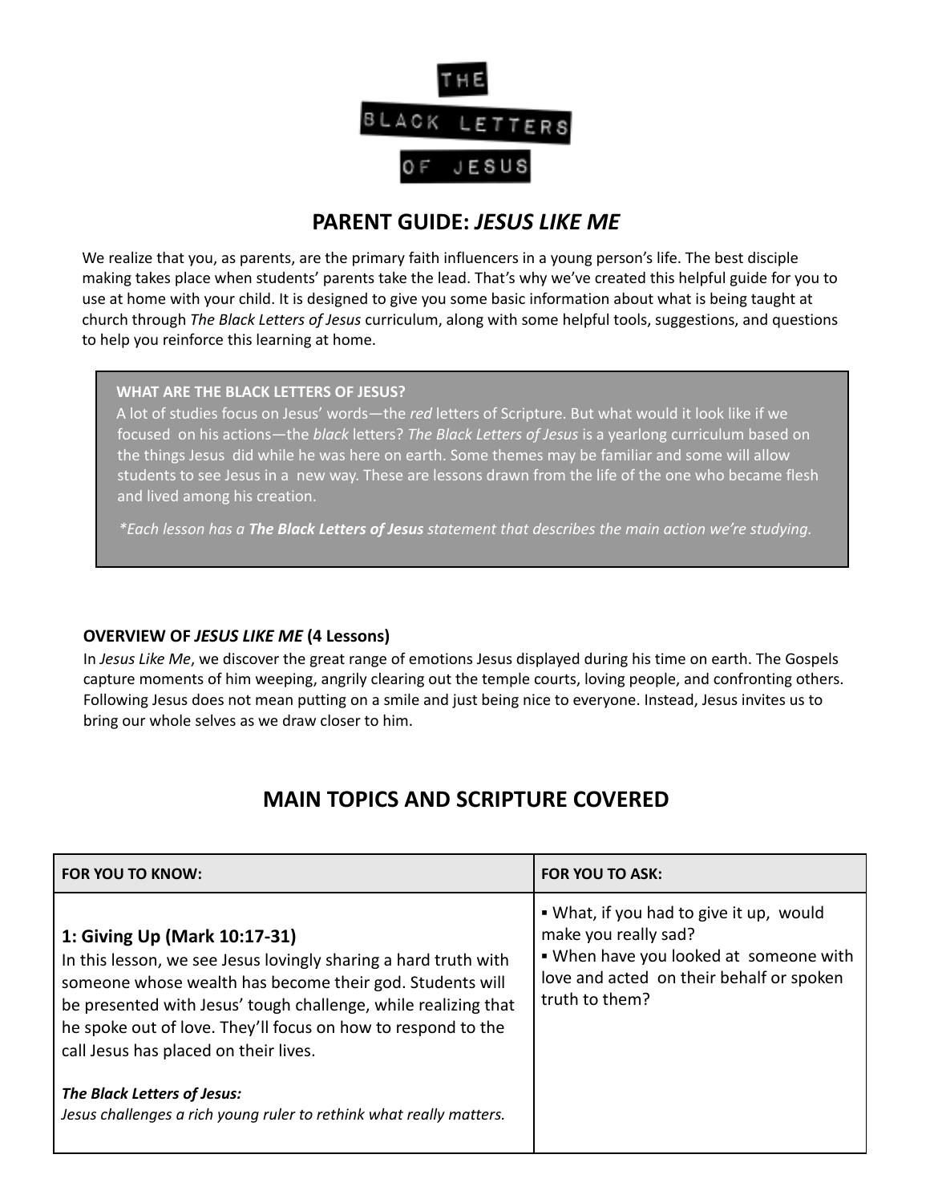# THE BLACK LETTERS OF JESUS

## PARENT GUIDE: *JESUS LIKE ME*

We realize that you, as parents, are the primary faith influencers in a young person's life. The best disciple making takes place when students' parents take the lead. That's why we've created this helpful guide for you to use at home with your child. It is designed to give you some basic information about what is being taught at church through *The Black Letters of Jesus* curriculum, along with some helpful tools, suggestions, and questions to help you reinforce this learning at home.

**WHAT ARE THE BLACK LETTERS OF JESUS?**

A lot of studies focus on Jesus' words—the *red* letters of Scripture. But what would it look like if we focused on his actions—the *black* letters? *The Black Letters of Jesus* is a yearlong curriculum based on the things Jesus did while he was here on earth. Some themes may be familiar and some will allow students to see Jesus in a new way. These are lessons drawn from the life of the one who became flesh and lived among his creation.

**Each lesson has a* ***The Black Letters of Jesus*** *statement that describes the main action we're studying.*

**OVERVIEW OF *JESUS LIKE ME* (4 Lessons)**

In *Jesus Like Me*, we discover the great range of emotions Jesus displayed during his time on earth. The Gospels capture moments of him weeping, angrily clearing out the temple courts, loving people, and confronting others. Following Jesus does not mean putting on a smile and just being nice to everyone. Instead, Jesus invites us to bring our whole selves as we draw closer to him.

## MAIN TOPICS AND SCRIPTURE COVERED

| FOR YOU TO KNOW: | FOR YOU TO ASK: |
|---|---|
| **1: Giving Up (Mark 10:17-31)**<br>In this lesson, we see Jesus lovingly sharing a hard truth with someone whose wealth has become their god. Students will be presented with Jesus' tough challenge, while realizing that he spoke out of love. They'll focus on how to respond to the call Jesus has placed on their lives.<br><br>***The Black Letters of Jesus:***<br>*Jesus challenges a rich young ruler to rethink what really matters.* | ▪ What, if you had to give it up, would make you really sad?<br>▪ When have you looked at someone with love and acted on their behalf or spoken truth to them? |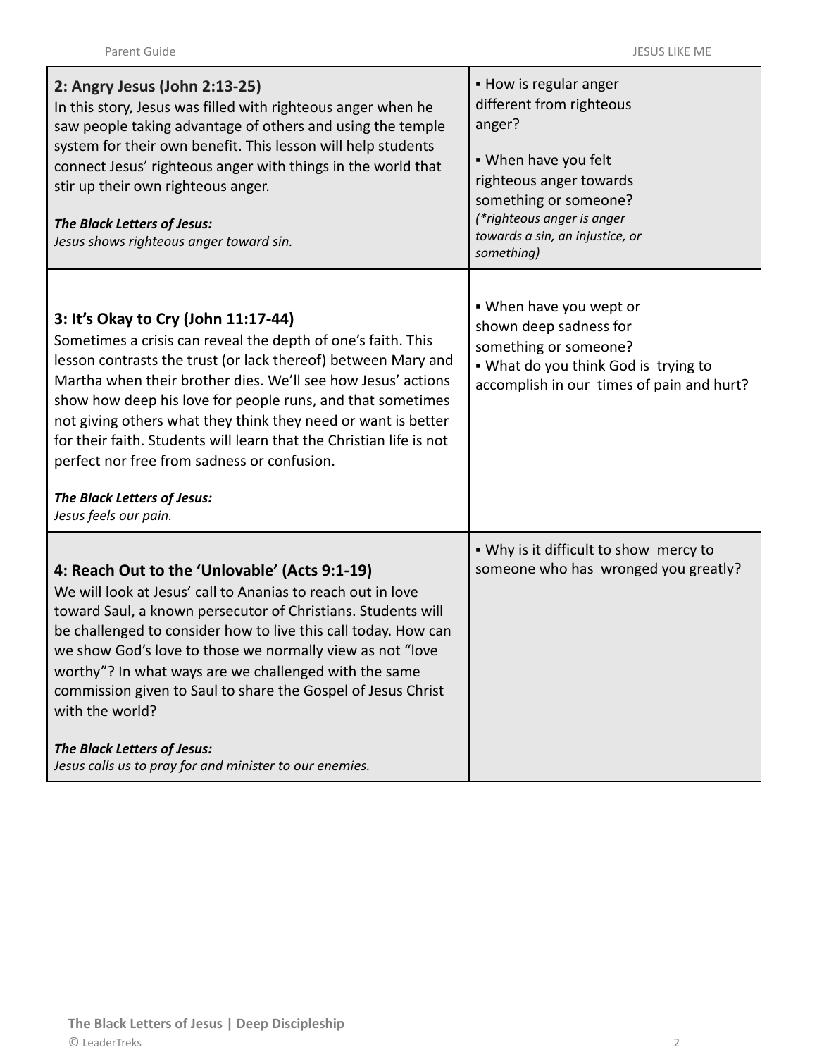| | |
|---|---|
| **2: Angry Jesus (John 2:13-25)**<br>In this story, Jesus was filled with righteous anger when he saw people taking advantage of others and using the temple system for their own benefit. This lesson will help students connect Jesus' righteous anger with things in the world that stir up their own righteous anger.<br><br>***The Black Letters of Jesus:***<br>*Jesus shows righteous anger toward sin.* | ▪ How is regular anger different from righteous anger?<br><br>▪ When have you felt righteous anger towards something or someone?<br>*(\*righteous anger is anger towards a sin, an injustice, or something)* |
| **3: It's Okay to Cry (John 11:17-44)**<br>Sometimes a crisis can reveal the depth of one's faith. This lesson contrasts the trust (or lack thereof) between Mary and Martha when their brother dies. We'll see how Jesus' actions show how deep his love for people runs, and that sometimes not giving others what they think they need or want is better for their faith. Students will learn that the Christian life is not perfect nor free from sadness or confusion.<br><br>***The Black Letters of Jesus:***<br>*Jesus feels our pain.* | ▪ When have you wept or shown deep sadness for something or someone?<br>▪ What do you think God is trying to accomplish in our times of pain and hurt? |
| **4: Reach Out to the 'Unlovable' (Acts 9:1-19)**<br>We will look at Jesus' call to Ananias to reach out in love toward Saul, a known persecutor of Christians. Students will be challenged to consider how to live this call today. How can we show God's love to those we normally view as not "love worthy"? In what ways are we challenged with the same commission given to Saul to share the Gospel of Jesus Christ with the world?<br><br>***The Black Letters of Jesus:***<br>*Jesus calls us to pray for and minister to our enemies.* | ▪ Why is it difficult to show mercy to someone who has wronged you greatly? |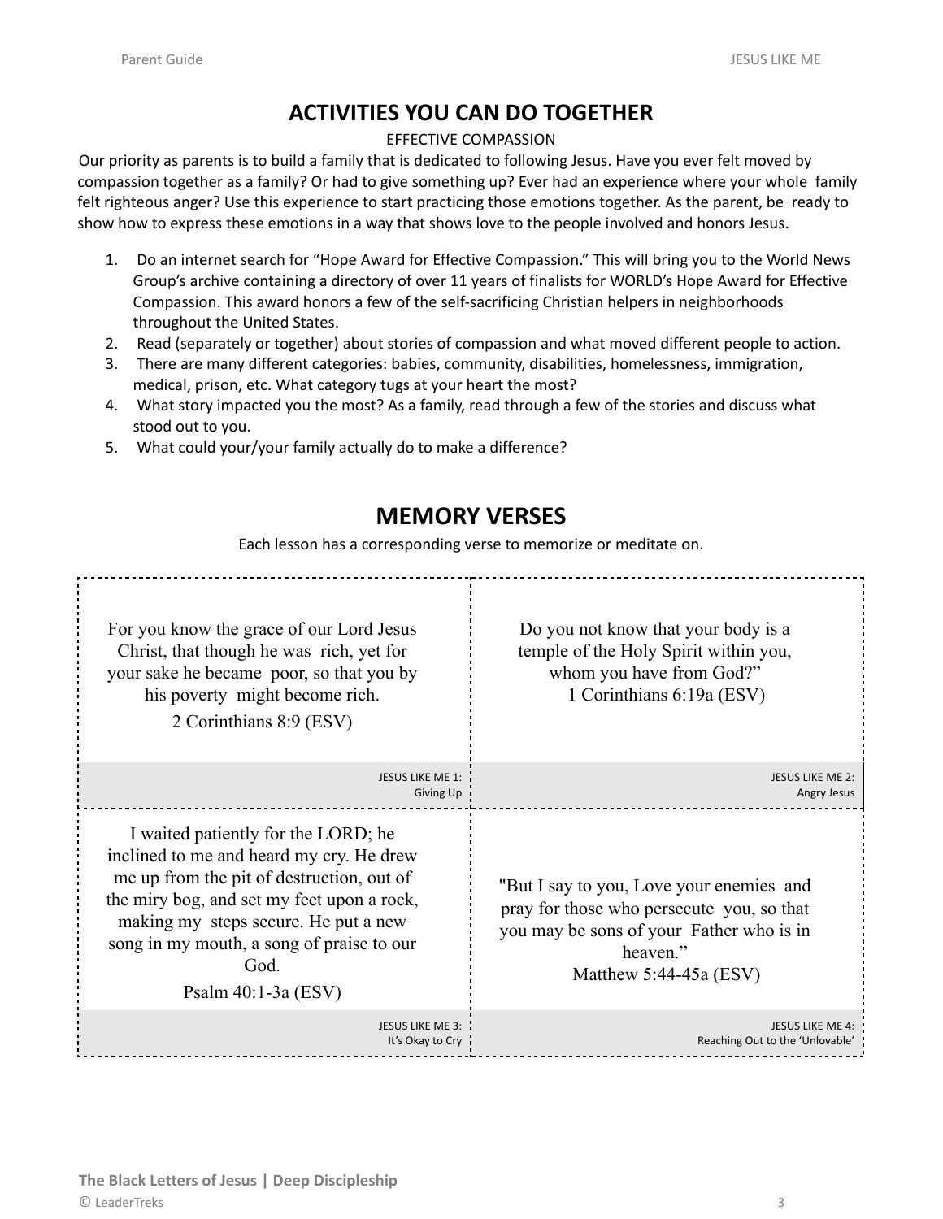## ACTIVITIES YOU CAN DO TOGETHER

EFFECTIVE COMPASSION

Our priority as parents is to build a family that is dedicated to following Jesus. Have you ever felt moved by compassion together as a family? Or had to give something up? Ever had an experience where your whole family felt righteous anger? Use this experience to start practicing those emotions together. As the parent, be ready to show how to express these emotions in a way that shows love to the people involved and honors Jesus.

1. Do an internet search for "Hope Award for Effective Compassion." This will bring you to the World News Group's archive containing a directory of over 11 years of finalists for WORLD's Hope Award for Effective Compassion. This award honors a few of the self-sacrificing Christian helpers in neighborhoods throughout the United States.
2. Read (separately or together) about stories of compassion and what moved different people to action.
3. There are many different categories: babies, community, disabilities, homelessness, immigration, medical, prison, etc. What category tugs at your heart the most?
4. What story impacted you the most? As a family, read through a few of the stories and discuss what stood out to you.
5. What could your/your family actually do to make a difference?

## MEMORY VERSES

Each lesson has a corresponding verse to memorize or meditate on.

| | |
|---|---|
| For you know the grace of our Lord Jesus Christ, that though he was rich, yet for your sake he became poor, so that you by his poverty might become rich. 2 Corinthians 8:9 (ESV) | Do you not know that your body is a temple of the Holy Spirit within you, whom you have from God?" 1 Corinthians 6:19a (ESV) |
| JESUS LIKE ME 1: Giving Up | JESUS LIKE ME 2: Angry Jesus |
| I waited patiently for the LORD; he inclined to me and heard my cry. He drew me up from the pit of destruction, out of the miry bog, and set my feet upon a rock, making my steps secure. He put a new song in my mouth, a song of praise to our God. Psalm 40:1-3a (ESV) | "But I say to you, Love your enemies and pray for those who persecute you, so that you may be sons of your Father who is in heaven." Matthew 5:44-45a (ESV) |
| JESUS LIKE ME 3: It's Okay to Cry | JESUS LIKE ME 4: Reaching Out to the 'Unlovable' |

**The Black Letters of Jesus | Deep Discipleship**

© LeaderTreks